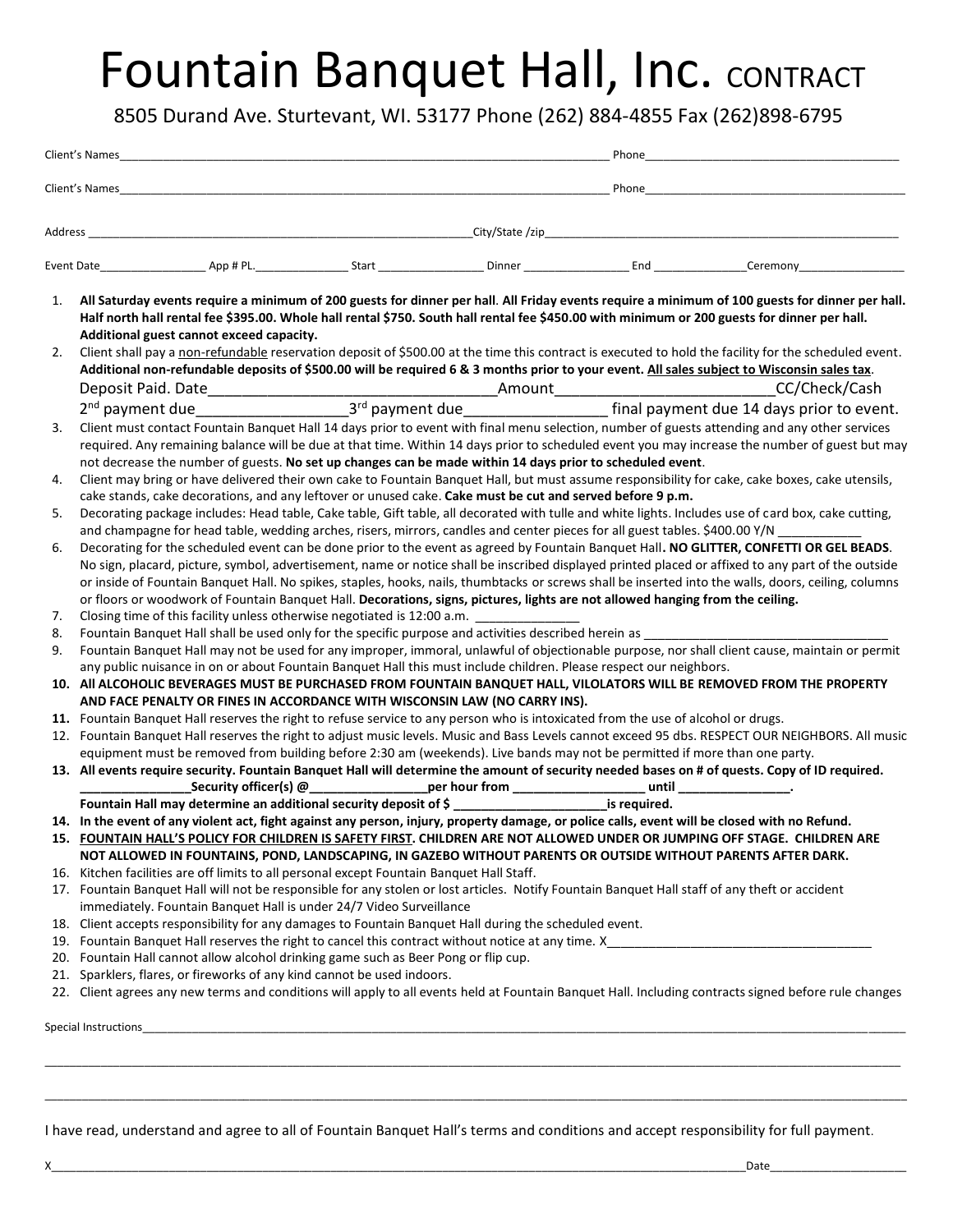# Fountain Banquet Hall, Inc. CONTRACT

8505 Durand Ave. Sturtevant, WI. 53177 Phone (262) 884-4855 Fax (262)898-6795

Client's Names_______________________________________________________________________________ Phone_________________________________________

Client's Names_______________________________________________________________________________ Phone_________________________________________

Address _____________________________________________________________City/State /zip________________________________________________________

Event Date________________ App # PL._______________ Start _________________ Dinner _________________ End _______________Ceremony_________________

1. **All Saturday events require a minimum of 200 guests for dinner per hall**. **All Friday events require a minimum of 100 guests for dinner per hall. Half north hall rental fee $395.00. Whole hall rental $750. South hall rental fee $450.00 with minimum or 200 guests for dinner per hall. Additional guest cannot exceed capacity.**
2. Client shall pay a <u>non-refundable</u> reservation deposit of $500.00 at the time this contract is executed to hold the facility for the scheduled event. **Additional non-refundable deposits of $500.00 will be required 6 & 3 months prior to your event. <u>All sales subject to Wisconsin sales tax</u>**.
   Deposit Paid. Date__________________________________Amount__________________________CC/Check/Cash
   2nd payment due_________________ 3rd payment due________________ final payment due 14 days prior to event.
3. Client must contact Fountain Banquet Hall 14 days prior to event with final menu selection, number of guests attending and any other services required. Any remaining balance will be due at that time. Within 14 days prior to scheduled event you may increase the number of guest but may not decrease the number of guests. **No set up changes can be made within 14 days prior to scheduled event**.
4. Client may bring or have delivered their own cake to Fountain Banquet Hall, but must assume responsibility for cake, cake boxes, cake utensils, cake stands, cake decorations, and any leftover or unused cake. **Cake must be cut and served before 9 p.m.**
5. Decorating package includes: Head table, Cake table, Gift table, all decorated with tulle and white lights. Includes use of card box, cake cutting, and champagne for head table, wedding arches, risers, mirrors, candles and center pieces for all guest tables. $400.00 Y/N ____________
6. Decorating for the scheduled event can be done prior to the event as agreed by Fountain Banquet Hall**. NO GLITTER, CONFETTI OR GEL BEADS**. No sign, placard, picture, symbol, advertisement, name or notice shall be inscribed displayed printed placed or affixed to any part of the outside or inside of Fountain Banquet Hall. No spikes, staples, hooks, nails, thumbtacks or screws shall be inserted into the walls, doors, ceiling, columns or floors or woodwork of Fountain Banquet Hall. **Decorations, signs, pictures, lights are not allowed hanging from the ceiling.**
7. Closing time of this facility unless otherwise negotiated is 12:00 a.m. _______________
8. Fountain Banquet Hall shall be used only for the specific purpose and activities described herein as ___________________________________
9. Fountain Banquet Hall may not be used for any improper, immoral, unlawful of objectionable purpose, nor shall client cause, maintain or permit any public nuisance in on or about Fountain Banquet Hall this must include children. Please respect our neighbors.
10. **All ALCOHOLIC BEVERAGES MUST BE PURCHASED FROM FOUNTAIN BANQUET HALL, VILOLATORS WILL BE REMOVED FROM THE PROPERTY AND FACE PENALTY OR FINES IN ACCORDANCE WITH WISCONSIN LAW (NO CARRY INS).**
11. Fountain Banquet Hall reserves the right to refuse service to any person who is intoxicated from the use of alcohol or drugs.
12. Fountain Banquet Hall reserves the right to adjust music levels. Music and Bass Levels cannot exceed 95 dbs. RESPECT OUR NEIGHBORS. All music equipment must be removed from building before 2:30 am (weekends). Live bands may not be permitted if more than one party.
13. **All events require security. Fountain Banquet Hall will determine the amount of security needed bases on # of quests. Copy of ID required.**
    **_______________Security officer(s) @________________per hour from __________________ until _______________.**
    **Fountain Hall may determine an additional security deposit of $ _____________________is required.**
14. **In the event of any violent act, fight against any person, injury, property damage, or police calls, event will be closed with no Refund.**
15. **<u>FOUNTAIN HALL'S POLICY FOR CHILDREN IS SAFETY FIRST</u>. CHILDREN ARE NOT ALLOWED UNDER OR JUMPING OFF STAGE. CHILDREN ARE NOT ALLOWED IN FOUNTAINS, POND, LANDSCAPING, IN GAZEBO WITHOUT PARENTS OR OUTSIDE WITHOUT PARENTS AFTER DARK.**
16. Kitchen facilities are off limits to all personal except Fountain Banquet Hall Staff.
17. Fountain Banquet Hall will not be responsible for any stolen or lost articles. Notify Fountain Banquet Hall staff of any theft or accident immediately. Fountain Banquet Hall is under 24/7 Video Surveillance
18. Client accepts responsibility for any damages to Fountain Banquet Hall during the scheduled event.
19. Fountain Banquet Hall reserves the right to cancel this contract without notice at any time. X______________________________________
20. Fountain Hall cannot allow alcohol drinking game such as Beer Pong or flip cup.
21. Sparklers, flares, or fireworks of any kind cannot be used indoors.
22. Client agrees any new terms and conditions will apply to all events held at Fountain Banquet Hall. Including contracts signed before rule changes

Special Instructions________________________________________________________________________________________________________________________

___________________________________________________________________________________________________________________________________

___________________________________________________________________________________________________________________________________

I have read, understand and agree to all of Fountain Banquet Hall's terms and conditions and accept responsibility for full payment.

X__________________________________________________________________________________________________________Date_____________________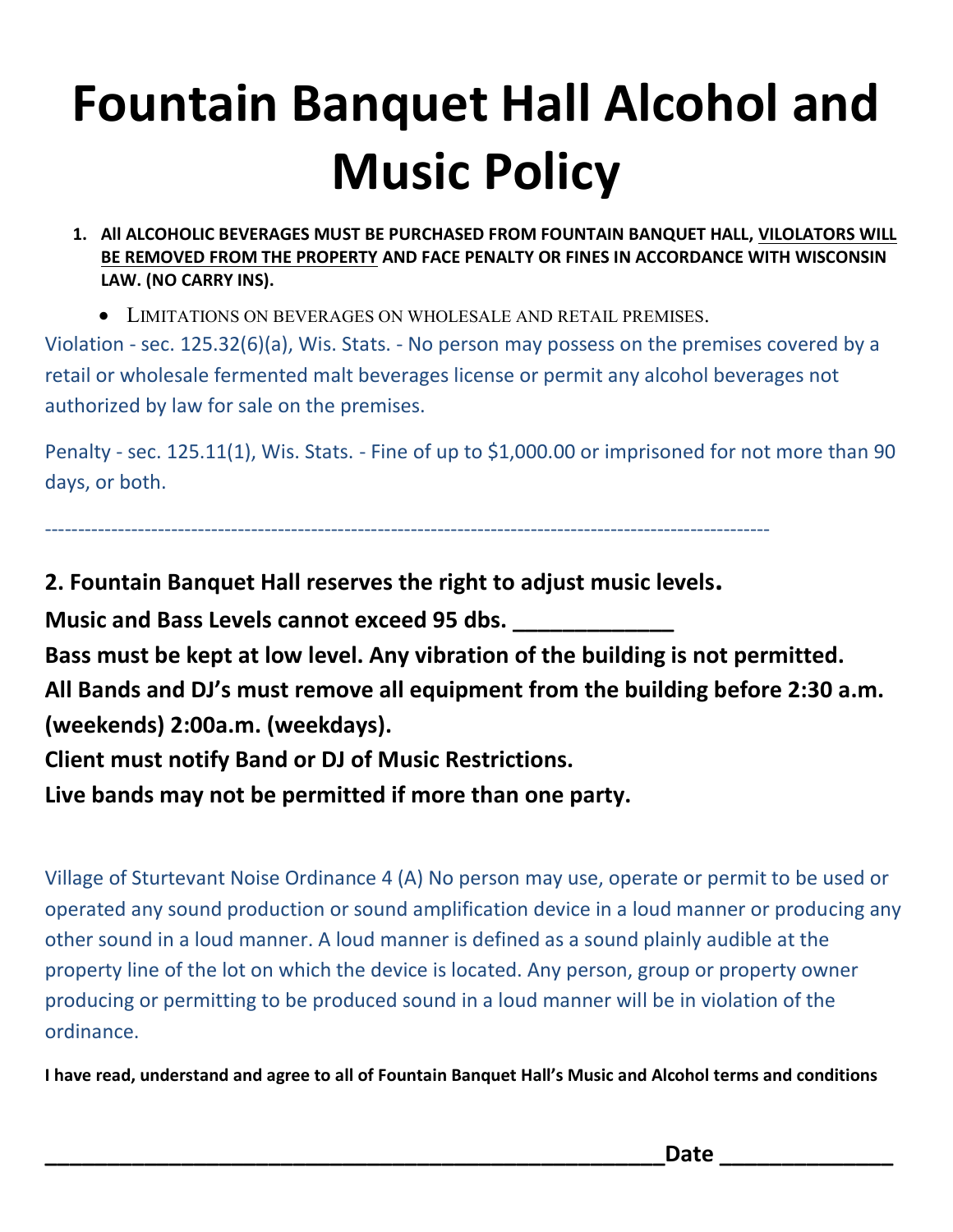# Fountain Banquet Hall Alcohol and Music Policy

1. **All ALCOHOLIC BEVERAGES MUST BE PURCHASED FROM FOUNTAIN BANQUET HALL, VILOLATORS WILL BE REMOVED FROM THE PROPERTY AND FACE PENALTY OR FINES IN ACCORDANCE WITH WISCONSIN LAW. (NO CARRY INS).**

- LIMITATIONS ON BEVERAGES ON WHOLESALE AND RETAIL PREMISES.

Violation - sec. 125.32(6)(a), Wis. Stats. - No person may possess on the premises covered by a retail or wholesale fermented malt beverages license or permit any alcohol beverages not authorized by law for sale on the premises.

Penalty - sec. 125.11(1), Wis. Stats. - Fine of up to $1,000.00 or imprisoned for not more than 90 days, or both.

---

**2. Fountain Banquet Hall reserves the right to adjust music levels.**

**Music and Bass Levels cannot exceed 95 dbs. _____________**

**Bass must be kept at low level. Any vibration of the building is not permitted.**

**All Bands and DJ's must remove all equipment from the building before 2:30 a.m. (weekends) 2:00a.m. (weekdays).**

**Client must notify Band or DJ of Music Restrictions.**

**Live bands may not be permitted if more than one party.**

Village of Sturtevant Noise Ordinance 4 (A) No person may use, operate or permit to be used or operated any sound production or sound amplification device in a loud manner or producing any other sound in a loud manner. A loud manner is defined as a sound plainly audible at the property line of the lot on which the device is located. Any person, group or property owner producing or permitting to be produced sound in a loud manner will be in violation of the ordinance.

**I have read, understand and agree to all of Fountain Banquet Hall's Music and Alcohol terms and conditions**

**_______________________________________________ Date ______________**